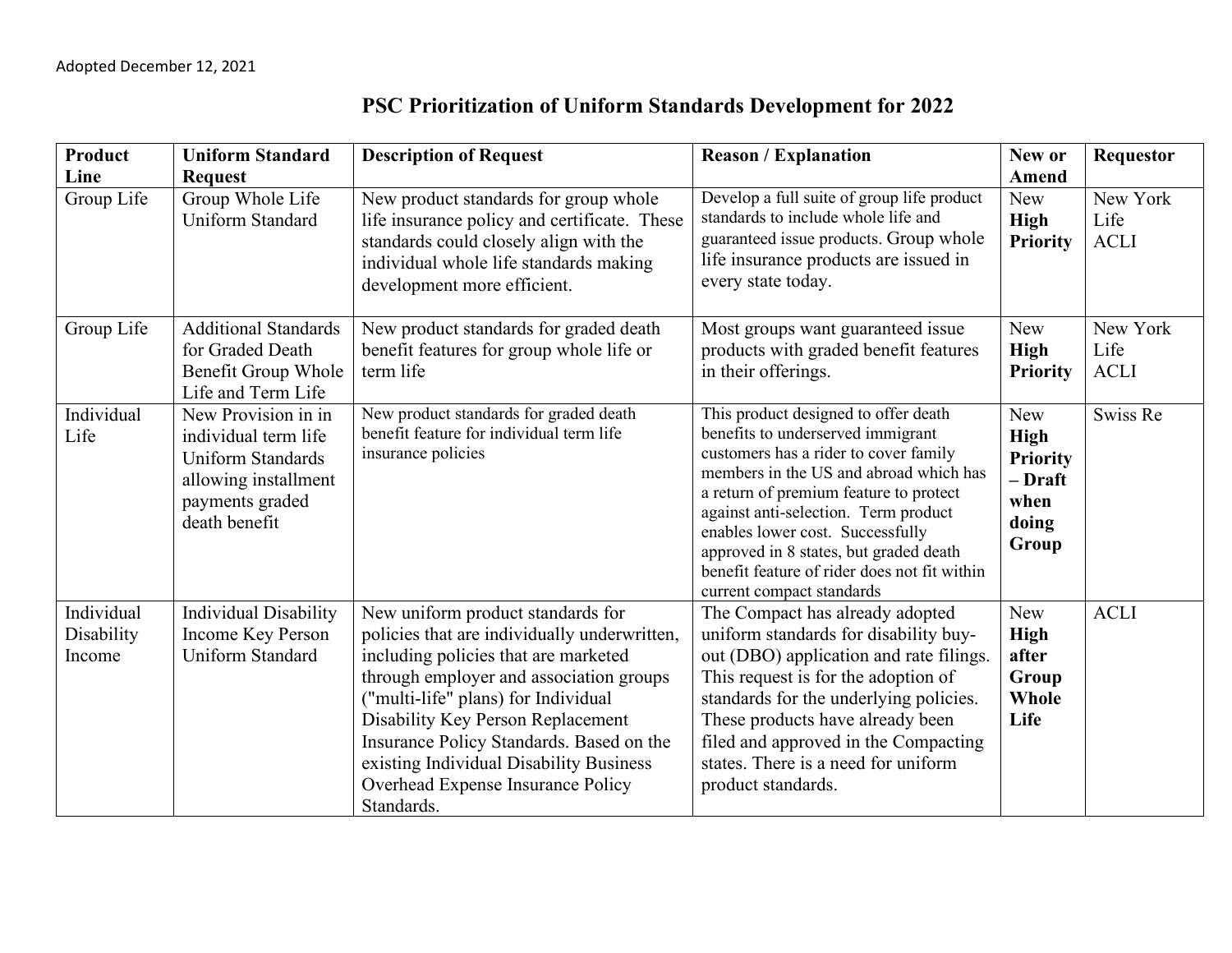Adopted December 12, 2021

# PSC Prioritization of Uniform Standards Development for 2022

| Product Line | Uniform Standard Request | Description of Request | Reason / Explanation | New or Amend | Requestor |
|---|---|---|---|---|---|
| Group Life | Group Whole Life Uniform Standard | New product standards for group whole life insurance policy and certificate. These standards could closely align with the individual whole life standards making development more efficient. | Develop a full suite of group life product standards to include whole life and guaranteed issue products. Group whole life insurance products are issued in every state today. | New **High Priority** | New York Life ACLI |
| Group Life | Additional Standards for Graded Death Benefit Group Whole Life and Term Life | New product standards for graded death benefit features for group whole life or term life | Most groups want guaranteed issue products with graded benefit features in their offerings. | New **High Priority** | New York Life ACLI |
| Individual Life | New Provision in in individual term life Uniform Standards allowing installment payments graded death benefit | New product standards for graded death benefit feature for individual term life insurance policies | This product designed to offer death benefits to underserved immigrant customers has a rider to cover family members in the US and abroad which has a return of premium feature to protect against anti-selection. Term product enables lower cost. Successfully approved in 8 states, but graded death benefit feature of rider does not fit within current compact standards | New **High Priority – Draft when doing Group** | Swiss Re |
| Individual Disability Income | Individual Disability Income Key Person Uniform Standard | New uniform product standards for policies that are individually underwritten, including policies that are marketed through employer and association groups ("multi-life" plans) for Individual Disability Key Person Replacement Insurance Policy Standards. Based on the existing Individual Disability Business Overhead Expense Insurance Policy Standards. | The Compact has already adopted uniform standards for disability buy-out (DBO) application and rate filings. This request is for the adoption of standards for the underlying policies. These products have already been filed and approved in the Compacting states. There is a need for uniform product standards. | New **High after Group Whole Life** | ACLI |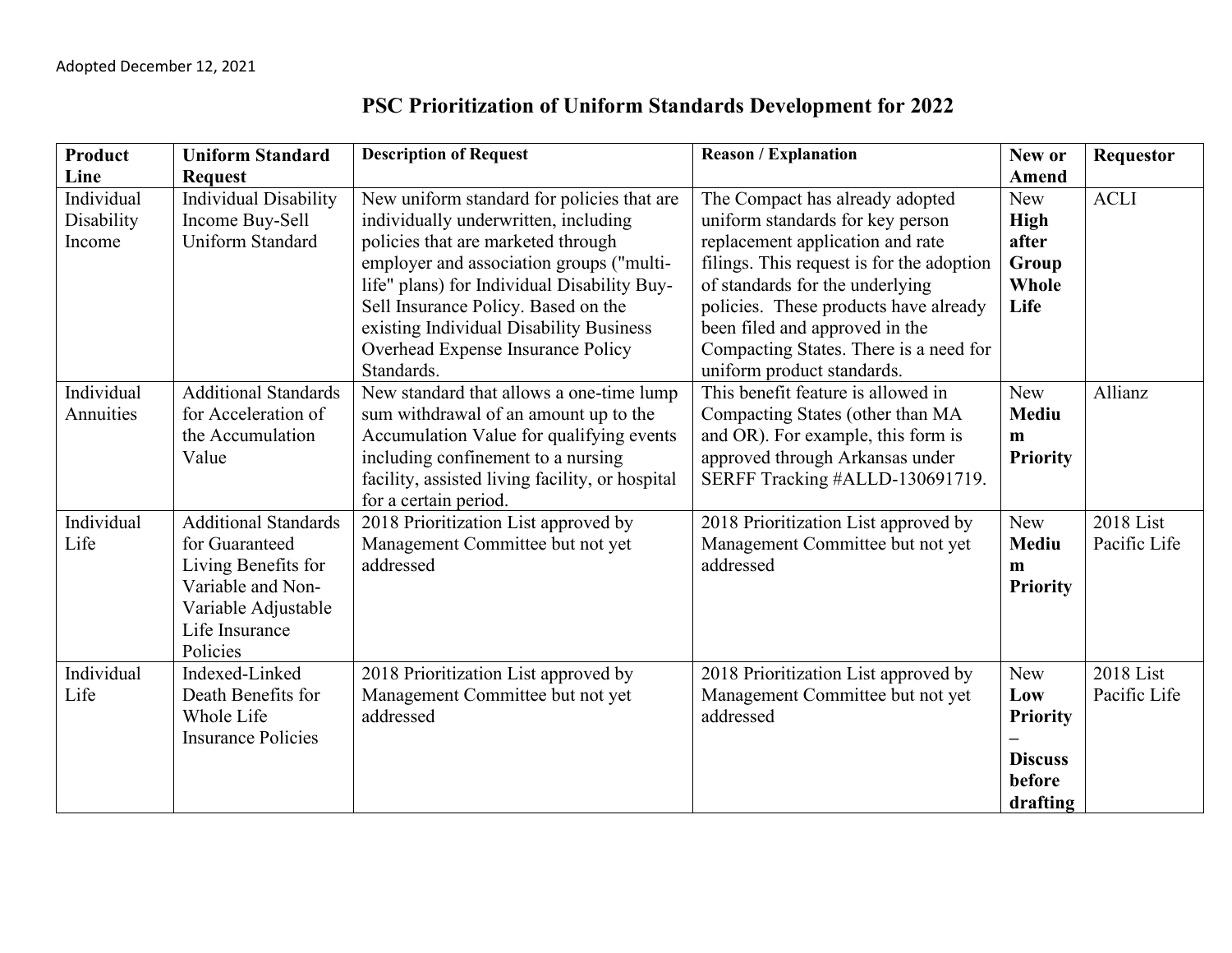Adopted December 12, 2021

# PSC Prioritization of Uniform Standards Development for 2022

| Product Line | Uniform Standard Request | Description of Request | Reason / Explanation | New or Amend | Requestor |
|---|---|---|---|---|---|
| Individual Disability Income | Individual Disability Income Buy-Sell Uniform Standard | New uniform standard for policies that are individually underwritten, including policies that are marketed through employer and association groups ("multi-life" plans) for Individual Disability Buy-Sell Insurance Policy. Based on the existing Individual Disability Business Overhead Expense Insurance Policy Standards. | The Compact has already adopted uniform standards for key person replacement application and rate filings. This request is for the adoption of standards for the underlying policies. These products have already been filed and approved in the Compacting States. There is a need for uniform product standards. | New **High after Group Whole Life** | ACLI |
| Individual Annuities | Additional Standards for Acceleration of the Accumulation Value | New standard that allows a one-time lump sum withdrawal of an amount up to the Accumulation Value for qualifying events including confinement to a nursing facility, assisted living facility, or hospital for a certain period. | This benefit feature is allowed in Compacting States (other than MA and OR). For example, this form is approved through Arkansas under SERFF Tracking #ALLD-130691719. | New **Medium Priority** | Allianz |
| Individual Life | Additional Standards for Guaranteed Living Benefits for Variable and Non-Variable Adjustable Life Insurance Policies | 2018 Prioritization List approved by Management Committee but not yet addressed | 2018 Prioritization List approved by Management Committee but not yet addressed | New **Medium Priority** | 2018 List Pacific Life |
| Individual Life | Indexed-Linked Death Benefits for Whole Life Insurance Policies | 2018 Prioritization List approved by Management Committee but not yet addressed | 2018 Prioritization List approved by Management Committee but not yet addressed | New **Low Priority – Discuss before drafting** | 2018 List Pacific Life |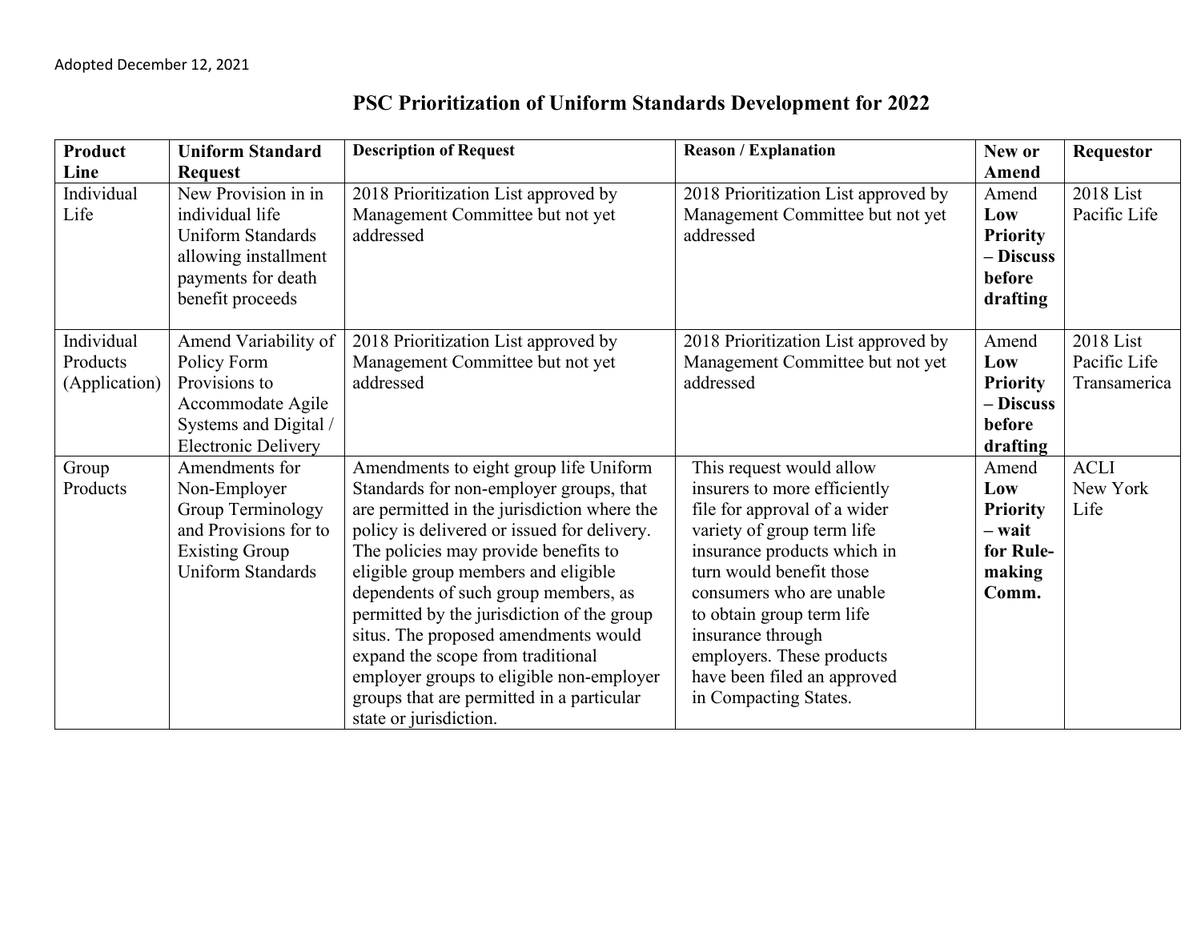Adopted December 12, 2021

# PSC Prioritization of Uniform Standards Development for 2022

| Product Line | Uniform Standard Request | Description of Request | Reason / Explanation | New or Amend | Requestor |
|---|---|---|---|---|---|
| Individual Life | New Provision in in individual life Uniform Standards allowing installment payments for death benefit proceeds | 2018 Prioritization List approved by Management Committee but not yet addressed | 2018 Prioritization List approved by Management Committee but not yet addressed | Amend **Low Priority – Discuss before drafting** | 2018 List Pacific Life |
| Individual Products (Application) | Amend Variability of Policy Form Provisions to Accommodate Agile Systems and Digital / Electronic Delivery | 2018 Prioritization List approved by Management Committee but not yet addressed | 2018 Prioritization List approved by Management Committee but not yet addressed | Amend **Low Priority – Discuss before drafting** | 2018 List Pacific Life Transamerica |
| Group Products | Amendments for Non-Employer Group Terminology and Provisions for to Existing Group Uniform Standards | Amendments to eight group life Uniform Standards for non-employer groups, that are permitted in the jurisdiction where the policy is delivered or issued for delivery. The policies may provide benefits to eligible group members and eligible dependents of such group members, as permitted by the jurisdiction of the group situs. The proposed amendments would expand the scope from traditional employer groups to eligible non-employer groups that are permitted in a particular state or jurisdiction. | This request would allow insurers to more efficiently file for approval of a wider variety of group term life insurance products which in turn would benefit those consumers who are unable to obtain group term life insurance through employers. These products have been filed an approved in Compacting States. | Amend **Low Priority – wait for Rule-making Comm.** | ACLI New York Life |